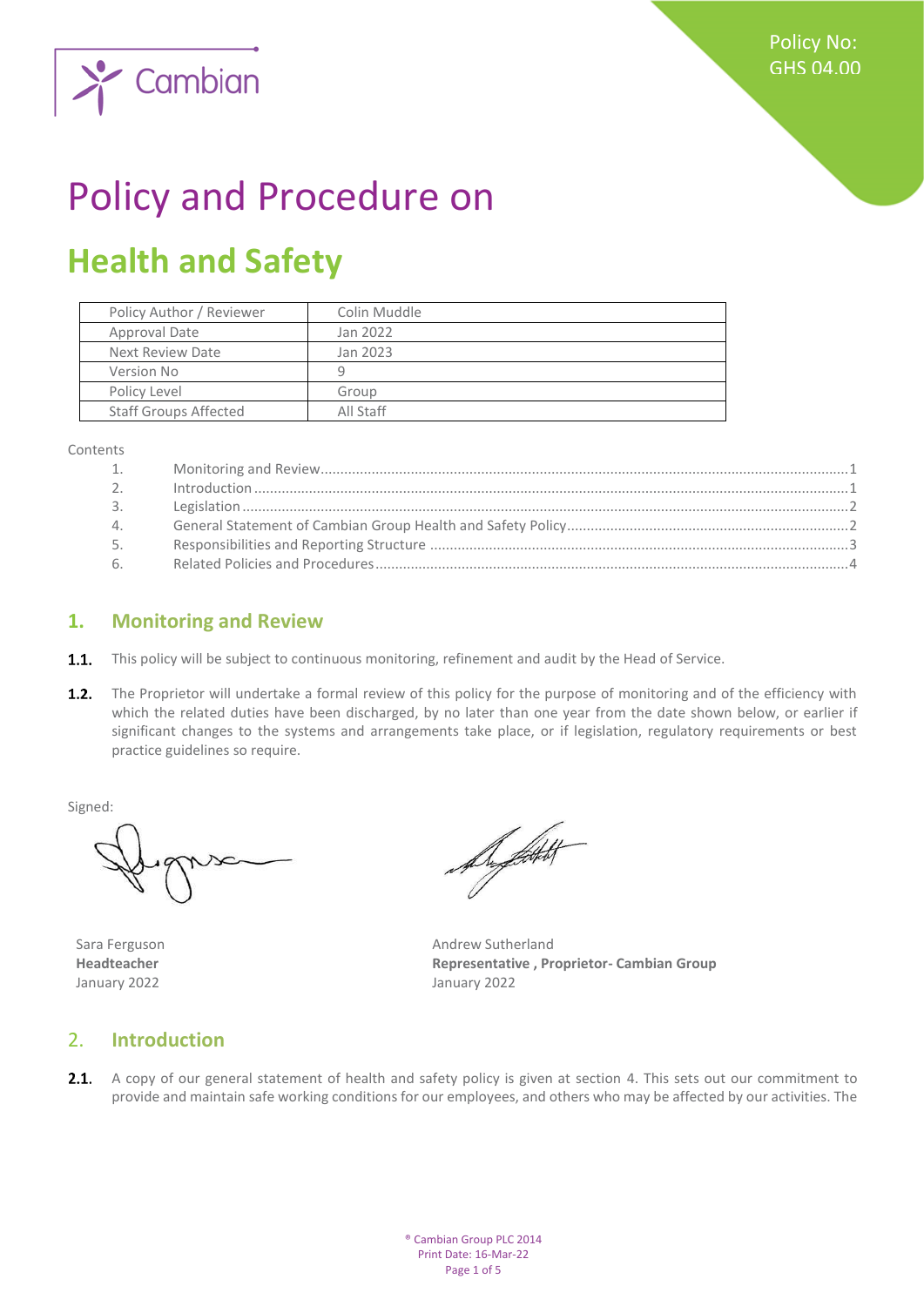Policy No: GHS 04.00

# Policy and Procedure on

## Health and Safety

| Policy Author / Reviewer | Colin Muddle |
|---|---|
| Approval Date | Jan 2022 |
| Next Review Date | Jan 2023 |
| Version No | 9 |
| Policy Level | Group |
| Staff Groups Affected | All Staff |

Contents

1. Monitoring and Review ........ 1
2. Introduction ........ 1
3. Legislation ........ 2
4. General Statement of Cambian Group Health and Safety Policy ........ 2
5. Responsibilities and Reporting Structure ........ 3
6. Related Policies and Procedures ........ 4

## 1. Monitoring and Review

**1.1.** This policy will be subject to continuous monitoring, refinement and audit by the Head of Service.

**1.2.** The Proprietor will undertake a formal review of this policy for the purpose of monitoring and of the efficiency with which the related duties have been discharged, by no later than one year from the date shown below, or earlier if significant changes to the systems and arrangements take place, or if legislation, regulatory requirements or best practice guidelines so require.

Signed:

Sara Ferguson
**Headteacher**
January 2022

Andrew Sutherland
**Representative , Proprietor- Cambian Group**
January 2022

## 2. Introduction

**2.1.** A copy of our general statement of health and safety policy is given at section 4. This sets out our commitment to provide and maintain safe working conditions for our employees, and others who may be affected by our activities. The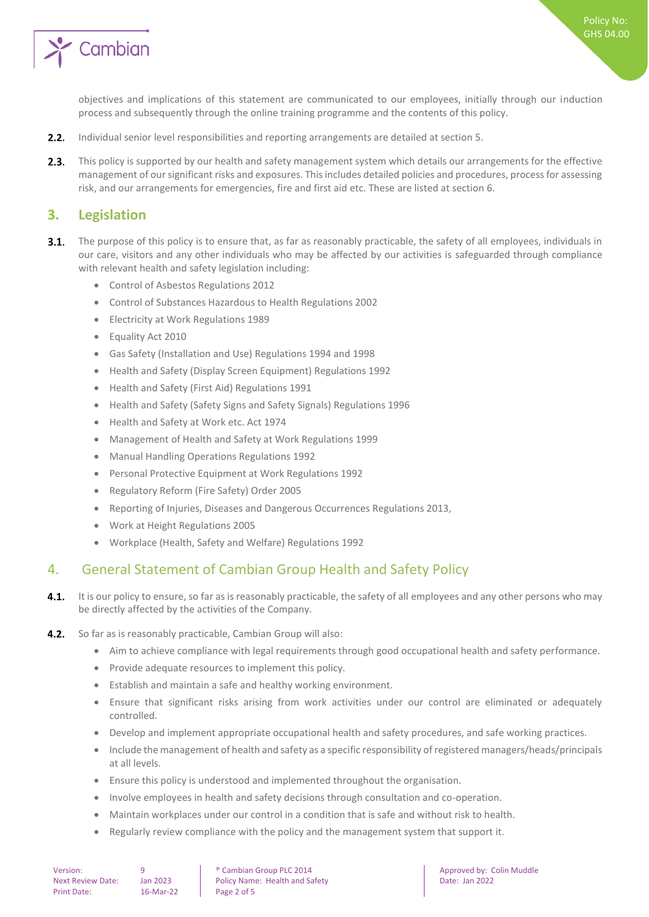objectives and implications of this statement are communicated to our employees, initially through our induction process and subsequently through the online training programme and the contents of this policy.

**2.2.** Individual senior level responsibilities and reporting arrangements are detailed at section 5.

**2.3.** This policy is supported by our health and safety management system which details our arrangements for the effective management of our significant risks and exposures. This includes detailed policies and procedures, process for assessing risk, and our arrangements for emergencies, fire and first aid etc. These are listed at section 6.

## 3. Legislation

**3.1.** The purpose of this policy is to ensure that, as far as reasonably practicable, the safety of all employees, individuals in our care, visitors and any other individuals who may be affected by our activities is safeguarded through compliance with relevant health and safety legislation including:

- Control of Asbestos Regulations 2012
- Control of Substances Hazardous to Health Regulations 2002
- Electricity at Work Regulations 1989
- Equality Act 2010
- Gas Safety (Installation and Use) Regulations 1994 and 1998
- Health and Safety (Display Screen Equipment) Regulations 1992
- Health and Safety (First Aid) Regulations 1991
- Health and Safety (Safety Signs and Safety Signals) Regulations 1996
- Health and Safety at Work etc. Act 1974
- Management of Health and Safety at Work Regulations 1999
- Manual Handling Operations Regulations 1992
- Personal Protective Equipment at Work Regulations 1992
- Regulatory Reform (Fire Safety) Order 2005
- Reporting of Injuries, Diseases and Dangerous Occurrences Regulations 2013,
- Work at Height Regulations 2005
- Workplace (Health, Safety and Welfare) Regulations 1992

## 4. General Statement of Cambian Group Health and Safety Policy

**4.1.** It is our policy to ensure, so far as is reasonably practicable, the safety of all employees and any other persons who may be directly affected by the activities of the Company.

**4.2.** So far as is reasonably practicable, Cambian Group will also:

- Aim to achieve compliance with legal requirements through good occupational health and safety performance.
- Provide adequate resources to implement this policy.
- Establish and maintain a safe and healthy working environment.
- Ensure that significant risks arising from work activities under our control are eliminated or adequately controlled.
- Develop and implement appropriate occupational health and safety procedures, and safe working practices.
- Include the management of health and safety as a specific responsibility of registered managers/heads/principals at all levels.
- Ensure this policy is understood and implemented throughout the organisation.
- Involve employees in health and safety decisions through consultation and co-operation.
- Maintain workplaces under our control in a condition that is safe and without risk to health.
- Regularly review compliance with the policy and the management system that support it.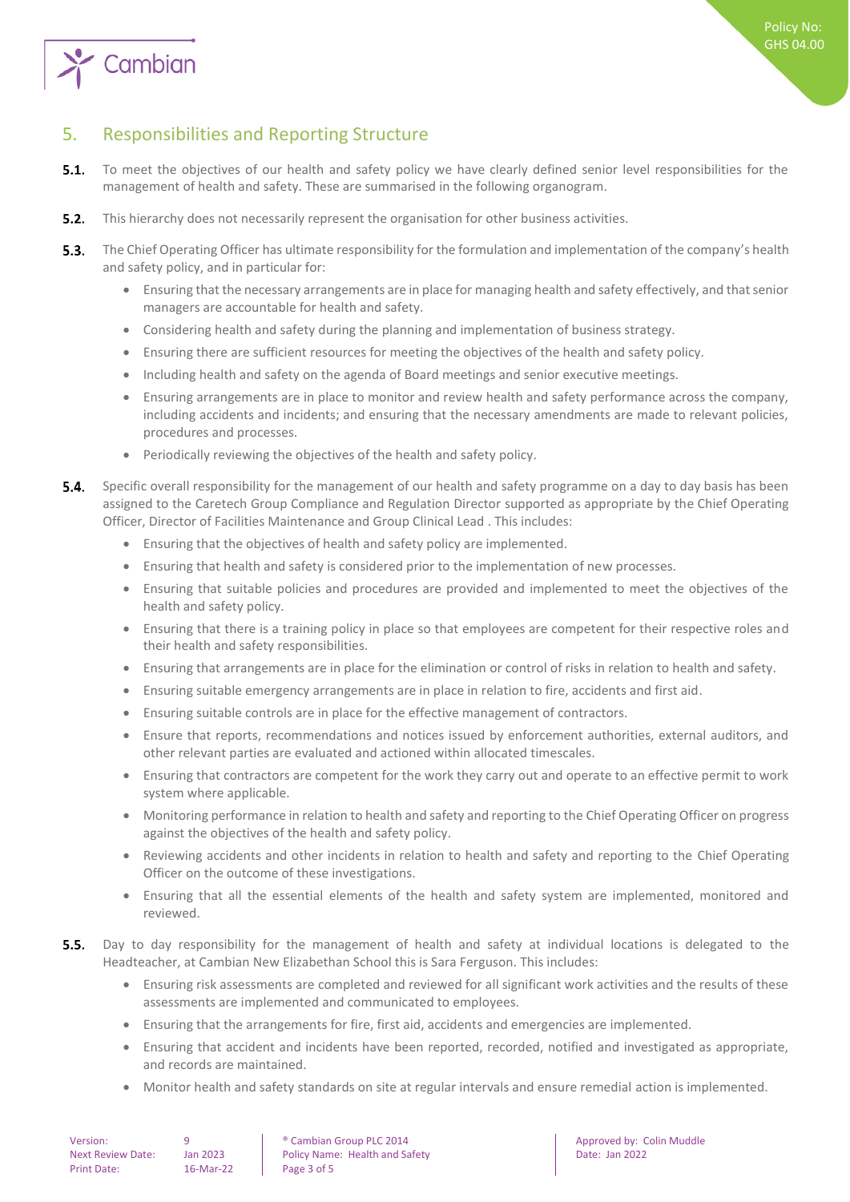## 5. Responsibilities and Reporting Structure

**5.1.** To meet the objectives of our health and safety policy we have clearly defined senior level responsibilities for the management of health and safety. These are summarised in the following organogram.

**5.2.** This hierarchy does not necessarily represent the organisation for other business activities.

**5.3.** The Chief Operating Officer has ultimate responsibility for the formulation and implementation of the company's health and safety policy, and in particular for:

- Ensuring that the necessary arrangements are in place for managing health and safety effectively, and that senior managers are accountable for health and safety.
- Considering health and safety during the planning and implementation of business strategy.
- Ensuring there are sufficient resources for meeting the objectives of the health and safety policy.
- Including health and safety on the agenda of Board meetings and senior executive meetings.
- Ensuring arrangements are in place to monitor and review health and safety performance across the company, including accidents and incidents; and ensuring that the necessary amendments are made to relevant policies, procedures and processes.
- Periodically reviewing the objectives of the health and safety policy.

**5.4.** Specific overall responsibility for the management of our health and safety programme on a day to day basis has been assigned to the Caretech Group Compliance and Regulation Director supported as appropriate by the Chief Operating Officer, Director of Facilities Maintenance and Group Clinical Lead . This includes:

- Ensuring that the objectives of health and safety policy are implemented.
- Ensuring that health and safety is considered prior to the implementation of new processes.
- Ensuring that suitable policies and procedures are provided and implemented to meet the objectives of the health and safety policy.
- Ensuring that there is a training policy in place so that employees are competent for their respective roles and their health and safety responsibilities.
- Ensuring that arrangements are in place for the elimination or control of risks in relation to health and safety.
- Ensuring suitable emergency arrangements are in place in relation to fire, accidents and first aid.
- Ensuring suitable controls are in place for the effective management of contractors.
- Ensure that reports, recommendations and notices issued by enforcement authorities, external auditors, and other relevant parties are evaluated and actioned within allocated timescales.
- Ensuring that contractors are competent for the work they carry out and operate to an effective permit to work system where applicable.
- Monitoring performance in relation to health and safety and reporting to the Chief Operating Officer on progress against the objectives of the health and safety policy.
- Reviewing accidents and other incidents in relation to health and safety and reporting to the Chief Operating Officer on the outcome of these investigations.
- Ensuring that all the essential elements of the health and safety system are implemented, monitored and reviewed.

**5.5.** Day to day responsibility for the management of health and safety at individual locations is delegated to the Headteacher, at Cambian New Elizabethan School this is Sara Ferguson. This includes:

- Ensuring risk assessments are completed and reviewed for all significant work activities and the results of these assessments are implemented and communicated to employees.
- Ensuring that the arrangements for fire, first aid, accidents and emergencies are implemented.
- Ensuring that accident and incidents have been reported, recorded, notified and investigated as appropriate, and records are maintained.
- Monitor health and safety standards on site at regular intervals and ensure remedial action is implemented.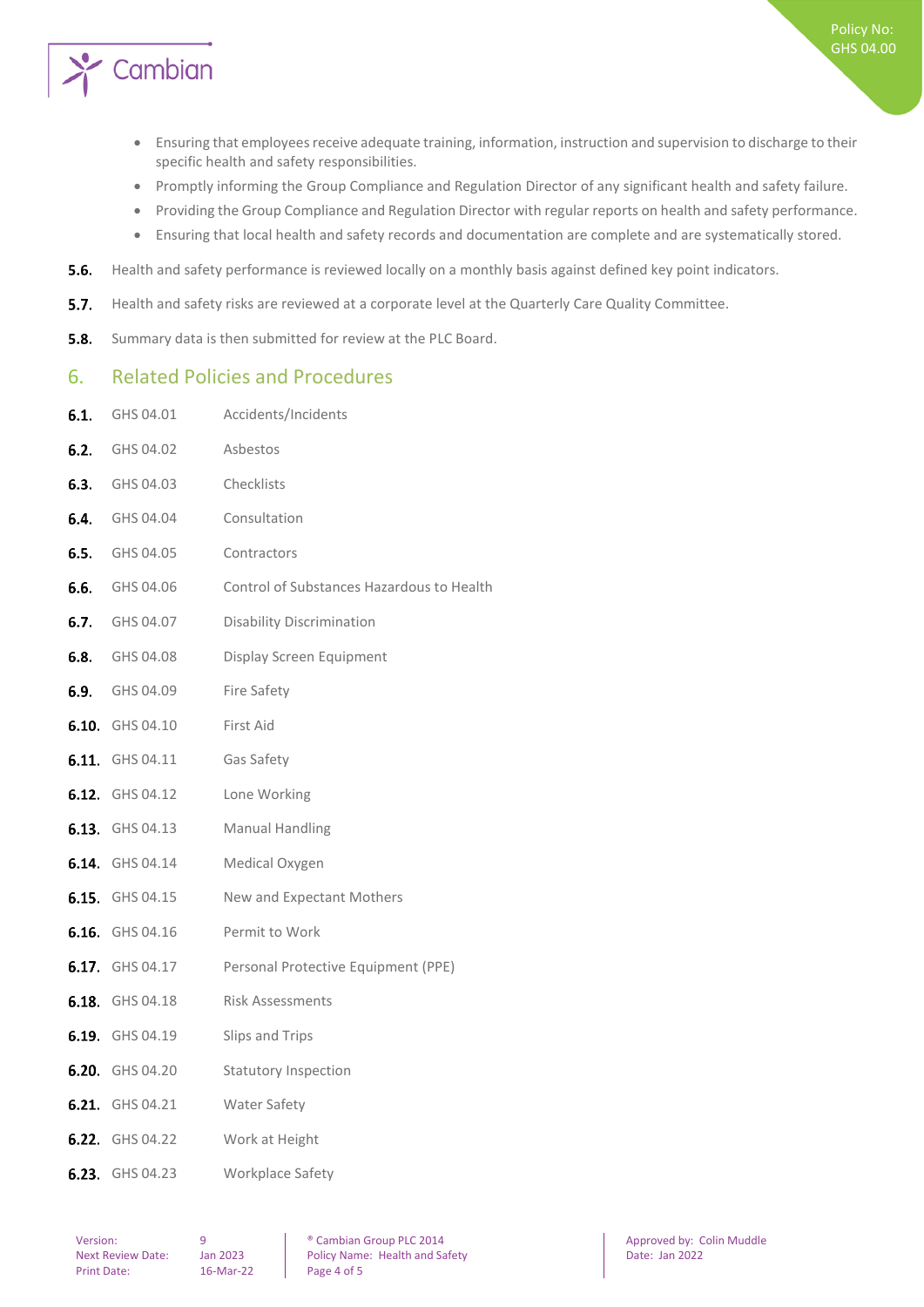- Ensuring that employees receive adequate training, information, instruction and supervision to discharge to their specific health and safety responsibilities.
- Promptly informing the Group Compliance and Regulation Director of any significant health and safety failure.
- Providing the Group Compliance and Regulation Director with regular reports on health and safety performance.
- Ensuring that local health and safety records and documentation are complete and are systematically stored.

**5.6.** Health and safety performance is reviewed locally on a monthly basis against defined key point indicators.

**5.7.** Health and safety risks are reviewed at a corporate level at the Quarterly Care Quality Committee.

**5.8.** Summary data is then submitted for review at the PLC Board.

## 6. Related Policies and Procedures

**6.1.** GHS 04.01 Accidents/Incidents

**6.2.** GHS 04.02 Asbestos

**6.3.** GHS 04.03 Checklists

**6.4.** GHS 04.04 Consultation

**6.5.** GHS 04.05 Contractors

**6.6.** GHS 04.06 Control of Substances Hazardous to Health

**6.7.** GHS 04.07 Disability Discrimination

**6.8.** GHS 04.08 Display Screen Equipment

**6.9.** GHS 04.09 Fire Safety

**6.10.** GHS 04.10 First Aid

**6.11.** GHS 04.11 Gas Safety

**6.12.** GHS 04.12 Lone Working

**6.13.** GHS 04.13 Manual Handling

**6.14.** GHS 04.14 Medical Oxygen

**6.15.** GHS 04.15 New and Expectant Mothers

**6.16.** GHS 04.16 Permit to Work

**6.17.** GHS 04.17 Personal Protective Equipment (PPE)

**6.18.** GHS 04.18 Risk Assessments

**6.19.** GHS 04.19 Slips and Trips

**6.20.** GHS 04.20 Statutory Inspection

**6.21.** GHS 04.21 Water Safety

**6.22.** GHS 04.22 Work at Height

**6.23.** GHS 04.23 Workplace Safety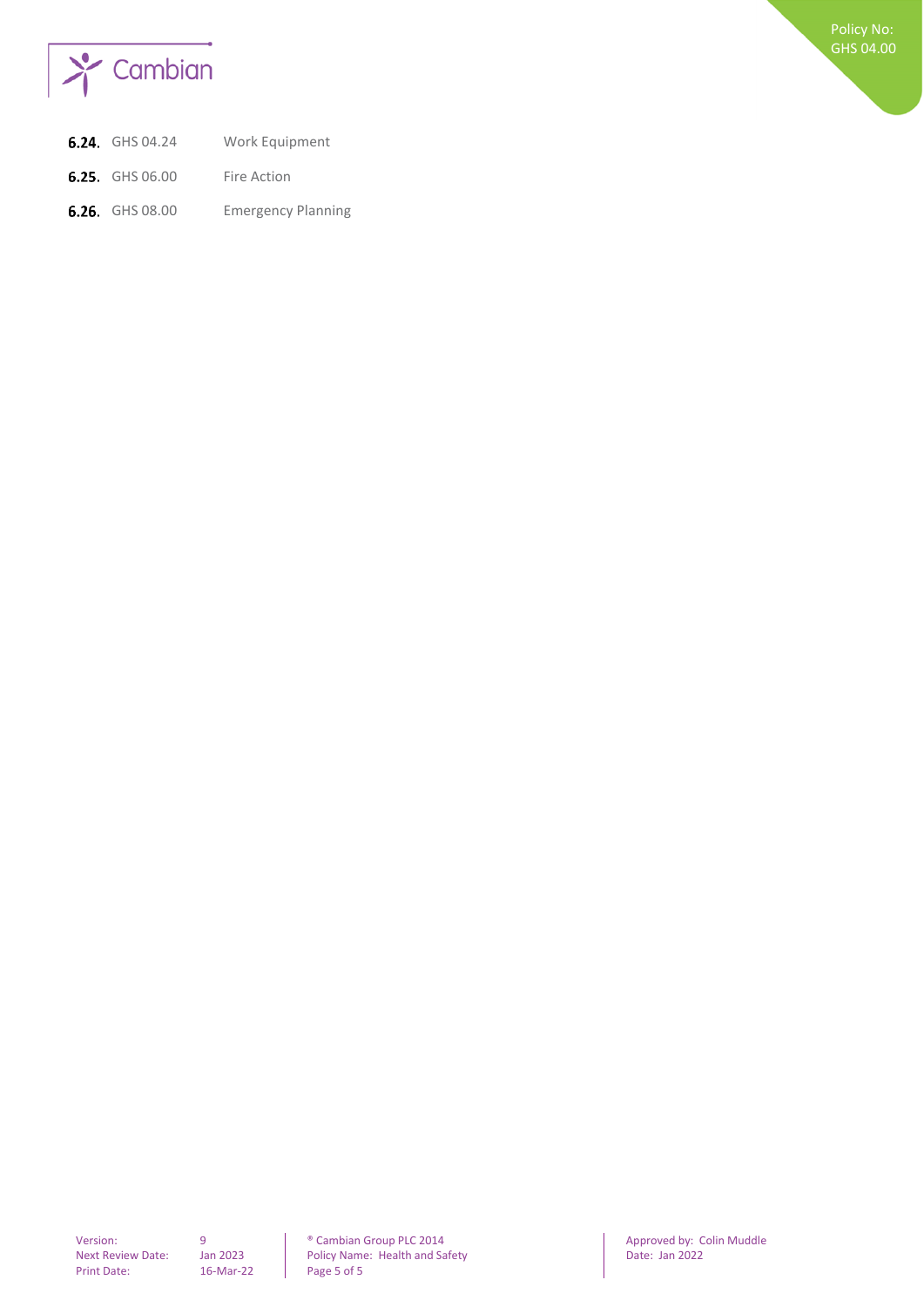| | | |
|---|---|---|
| **6.24.** | GHS 04.24 | Work Equipment |
| **6.25.** | GHS 06.00 | Fire Action |
| **6.26.** | GHS 08.00 | Emergency Planning |